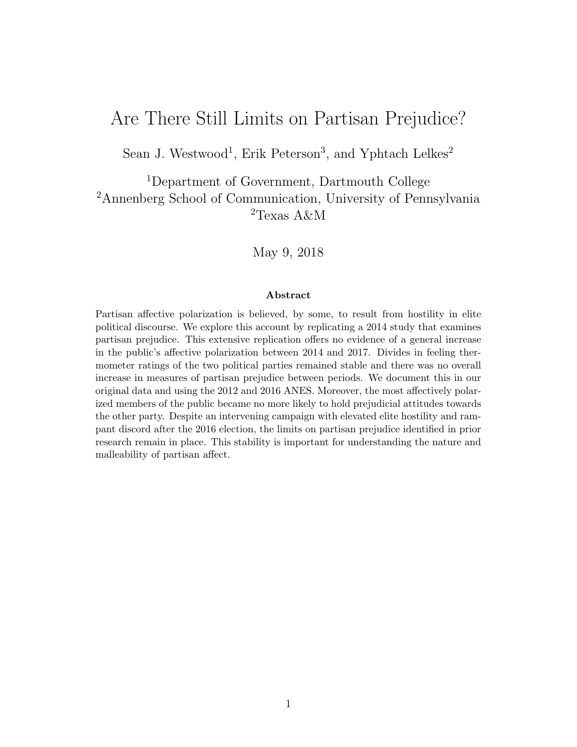# Are There Still Limits on Partisan Prejudice?

Sean J. Westwood[1], Erik Peterson[3], and Yphtach Lelkes[2]

[1]Department of Government, Dartmouth College
[2]Annenberg School of Communication, University of Pennsylvania
[2]Texas A&M

May 9, 2018

### Abstract

Partisan affective polarization is believed, by some, to result from hostility in elite political discourse. We explore this account by replicating a 2014 study that examines partisan prejudice. This extensive replication offers no evidence of a general increase in the public's affective polarization between 2014 and 2017. Divides in feeling thermometer ratings of the two political parties remained stable and there was no overall increase in measures of partisan prejudice between periods. We document this in our original data and using the 2012 and 2016 ANES. Moreover, the most affectively polarized members of the public became no more likely to hold prejudicial attitudes towards the other party. Despite an intervening campaign with elevated elite hostility and rampant discord after the 2016 election, the limits on partisan prejudice identified in prior research remain in place. This stability is important for understanding the nature and malleability of partisan affect.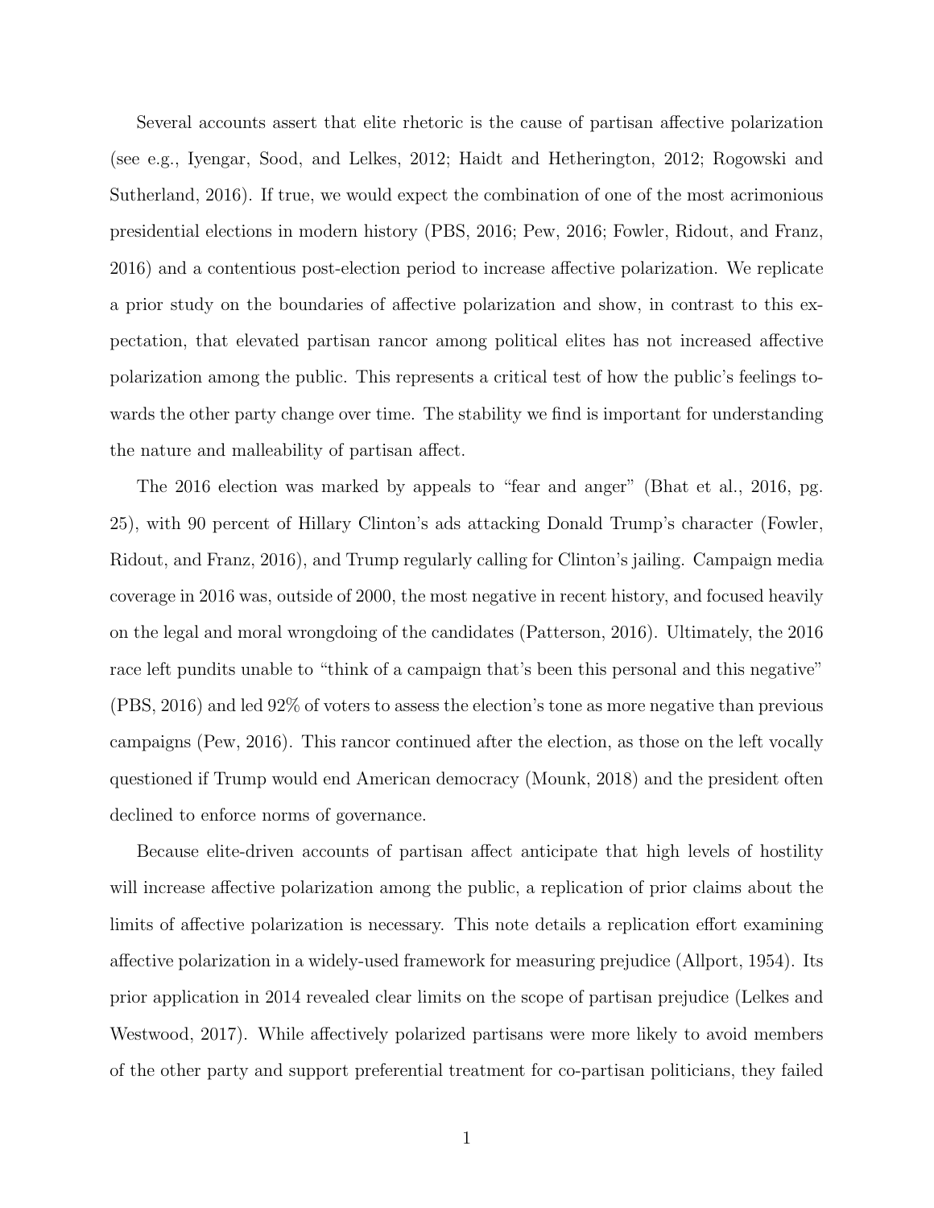Several accounts assert that elite rhetoric is the cause of partisan affective polarization (see e.g., Iyengar, Sood, and Lelkes, 2012; Haidt and Hetherington, 2012; Rogowski and Sutherland, 2016). If true, we would expect the combination of one of the most acrimonious presidential elections in modern history (PBS, 2016; Pew, 2016; Fowler, Ridout, and Franz, 2016) and a contentious post-election period to increase affective polarization. We replicate a prior study on the boundaries of affective polarization and show, in contrast to this expectation, that elevated partisan rancor among political elites has not increased affective polarization among the public. This represents a critical test of how the public's feelings towards the other party change over time. The stability we find is important for understanding the nature and malleability of partisan affect.

The 2016 election was marked by appeals to "fear and anger" (Bhat et al., 2016, pg. 25), with 90 percent of Hillary Clinton's ads attacking Donald Trump's character (Fowler, Ridout, and Franz, 2016), and Trump regularly calling for Clinton's jailing. Campaign media coverage in 2016 was, outside of 2000, the most negative in recent history, and focused heavily on the legal and moral wrongdoing of the candidates (Patterson, 2016). Ultimately, the 2016 race left pundits unable to "think of a campaign that's been this personal and this negative" (PBS, 2016) and led 92% of voters to assess the election's tone as more negative than previous campaigns (Pew, 2016). This rancor continued after the election, as those on the left vocally questioned if Trump would end American democracy (Mounk, 2018) and the president often declined to enforce norms of governance.

Because elite-driven accounts of partisan affect anticipate that high levels of hostility will increase affective polarization among the public, a replication of prior claims about the limits of affective polarization is necessary. This note details a replication effort examining affective polarization in a widely-used framework for measuring prejudice (Allport, 1954). Its prior application in 2014 revealed clear limits on the scope of partisan prejudice (Lelkes and Westwood, 2017). While affectively polarized partisans were more likely to avoid members of the other party and support preferential treatment for co-partisan politicians, they failed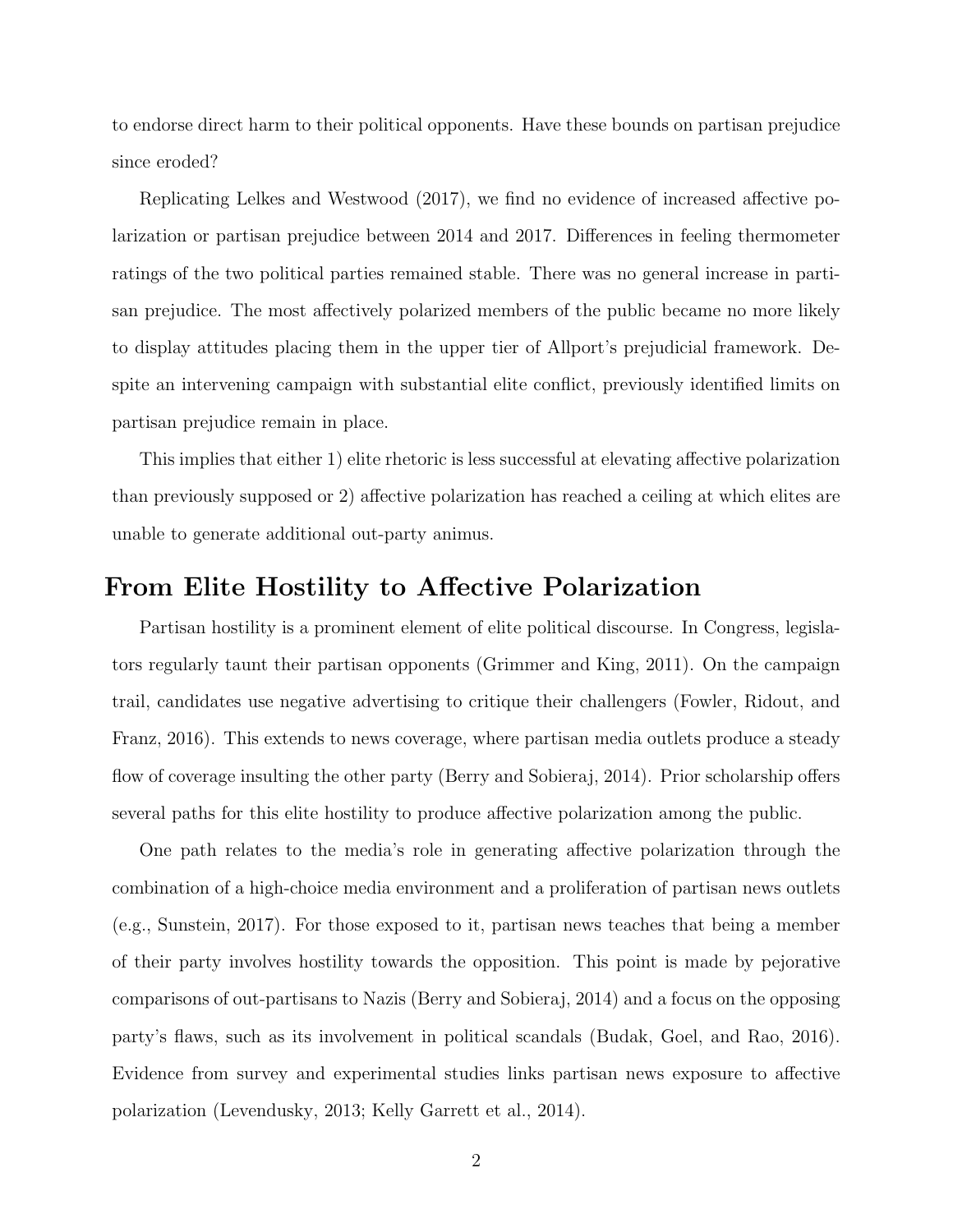to endorse direct harm to their political opponents. Have these bounds on partisan prejudice since eroded?

Replicating Lelkes and Westwood (2017), we find no evidence of increased affective polarization or partisan prejudice between 2014 and 2017. Differences in feeling thermometer ratings of the two political parties remained stable. There was no general increase in partisan prejudice. The most affectively polarized members of the public became no more likely to display attitudes placing them in the upper tier of Allport's prejudicial framework. Despite an intervening campaign with substantial elite conflict, previously identified limits on partisan prejudice remain in place.

This implies that either 1) elite rhetoric is less successful at elevating affective polarization than previously supposed or 2) affective polarization has reached a ceiling at which elites are unable to generate additional out-party animus.

## From Elite Hostility to Affective Polarization

Partisan hostility is a prominent element of elite political discourse. In Congress, legislators regularly taunt their partisan opponents (Grimmer and King, 2011). On the campaign trail, candidates use negative advertising to critique their challengers (Fowler, Ridout, and Franz, 2016). This extends to news coverage, where partisan media outlets produce a steady flow of coverage insulting the other party (Berry and Sobieraj, 2014). Prior scholarship offers several paths for this elite hostility to produce affective polarization among the public.

One path relates to the media's role in generating affective polarization through the combination of a high-choice media environment and a proliferation of partisan news outlets (e.g., Sunstein, 2017). For those exposed to it, partisan news teaches that being a member of their party involves hostility towards the opposition. This point is made by pejorative comparisons of out-partisans to Nazis (Berry and Sobieraj, 2014) and a focus on the opposing party's flaws, such as its involvement in political scandals (Budak, Goel, and Rao, 2016). Evidence from survey and experimental studies links partisan news exposure to affective polarization (Levendusky, 2013; Kelly Garrett et al., 2014).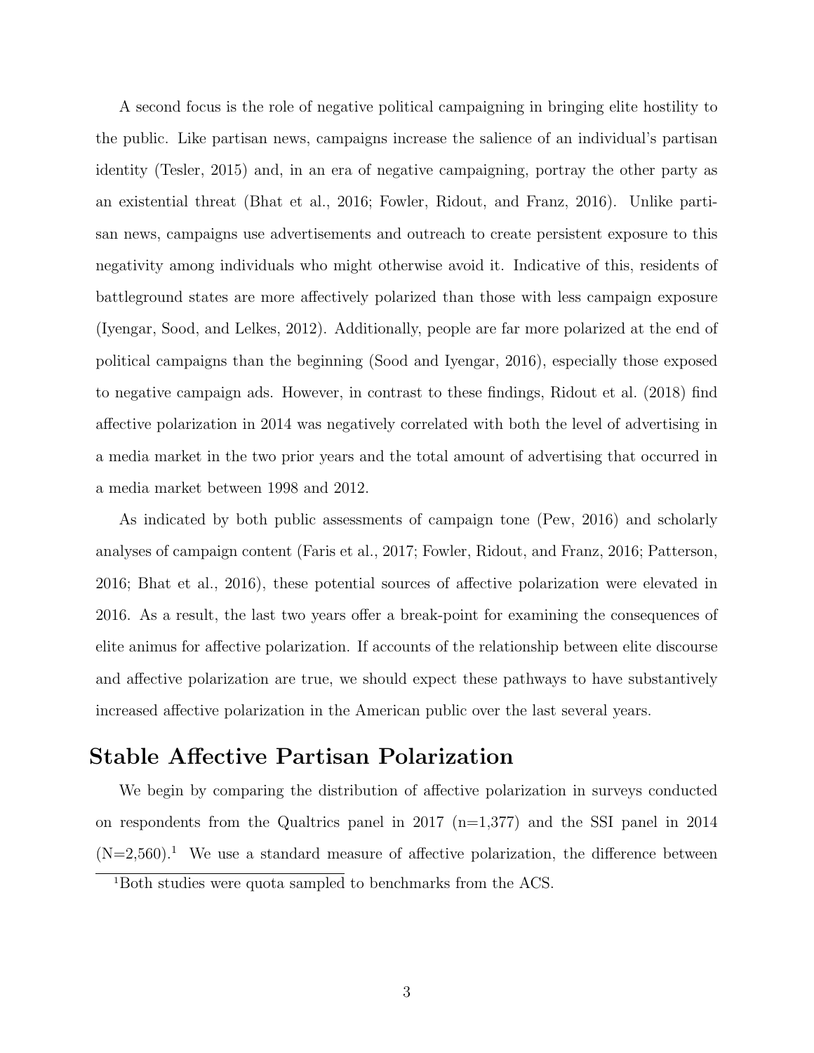A second focus is the role of negative political campaigning in bringing elite hostility to the public. Like partisan news, campaigns increase the salience of an individual's partisan identity (Tesler, 2015) and, in an era of negative campaigning, portray the other party as an existential threat (Bhat et al., 2016; Fowler, Ridout, and Franz, 2016). Unlike partisan news, campaigns use advertisements and outreach to create persistent exposure to this negativity among individuals who might otherwise avoid it. Indicative of this, residents of battleground states are more affectively polarized than those with less campaign exposure (Iyengar, Sood, and Lelkes, 2012). Additionally, people are far more polarized at the end of political campaigns than the beginning (Sood and Iyengar, 2016), especially those exposed to negative campaign ads. However, in contrast to these findings, Ridout et al. (2018) find affective polarization in 2014 was negatively correlated with both the level of advertising in a media market in the two prior years and the total amount of advertising that occurred in a media market between 1998 and 2012.

As indicated by both public assessments of campaign tone (Pew, 2016) and scholarly analyses of campaign content (Faris et al., 2017; Fowler, Ridout, and Franz, 2016; Patterson, 2016; Bhat et al., 2016), these potential sources of affective polarization were elevated in 2016. As a result, the last two years offer a break-point for examining the consequences of elite animus for affective polarization. If accounts of the relationship between elite discourse and affective polarization are true, we should expect these pathways to have substantively increased affective polarization in the American public over the last several years.

## Stable Affective Partisan Polarization

We begin by comparing the distribution of affective polarization in surveys conducted on respondents from the Qualtrics panel in 2017 (n=1,377) and the SSI panel in 2014 (N=2,560).[1] We use a standard measure of affective polarization, the difference between

[1] Both studies were quota sampled to benchmarks from the ACS.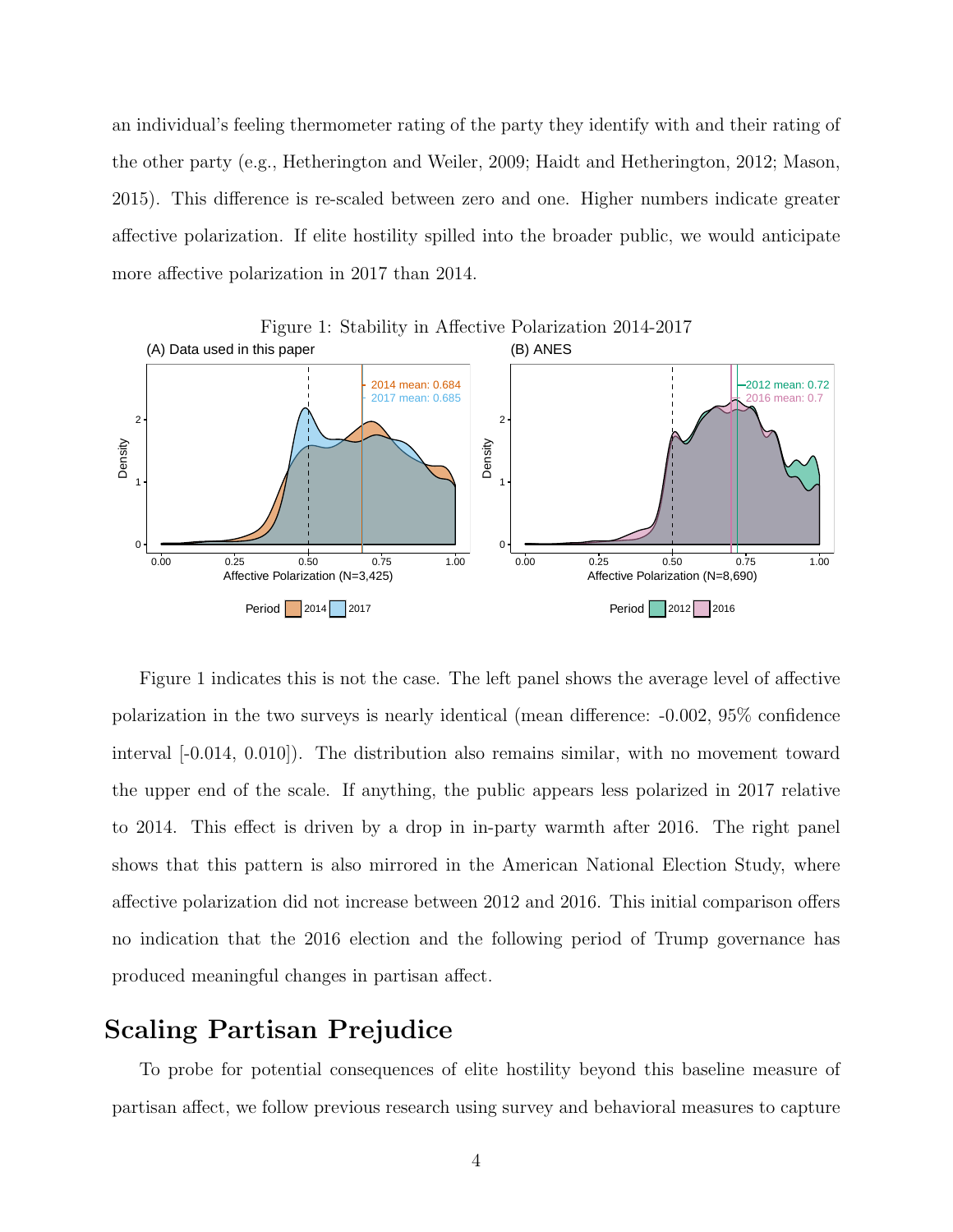an individual's feeling thermometer rating of the party they identify with and their rating of the other party (e.g., Hetherington and Weiler, 2009; Haidt and Hetherington, 2012; Mason, 2015). This difference is re-scaled between zero and one. Higher numbers indicate greater affective polarization. If elite hostility spilled into the broader public, we would anticipate more affective polarization in 2017 than 2014.

Figure 1: Stability in Affective Polarization 2014-2017

Figure 1 indicates this is not the case. The left panel shows the average level of affective polarization in the two surveys is nearly identical (mean difference: -0.002, 95% confidence interval [-0.014, 0.010]). The distribution also remains similar, with no movement toward the upper end of the scale. If anything, the public appears less polarized in 2017 relative to 2014. This effect is driven by a drop in in-party warmth after 2016. The right panel shows that this pattern is also mirrored in the American National Election Study, where affective polarization did not increase between 2012 and 2016. This initial comparison offers no indication that the 2016 election and the following period of Trump governance has produced meaningful changes in partisan affect.

# Scaling Partisan Prejudice

To probe for potential consequences of elite hostility beyond this baseline measure of partisan affect, we follow previous research using survey and behavioral measures to capture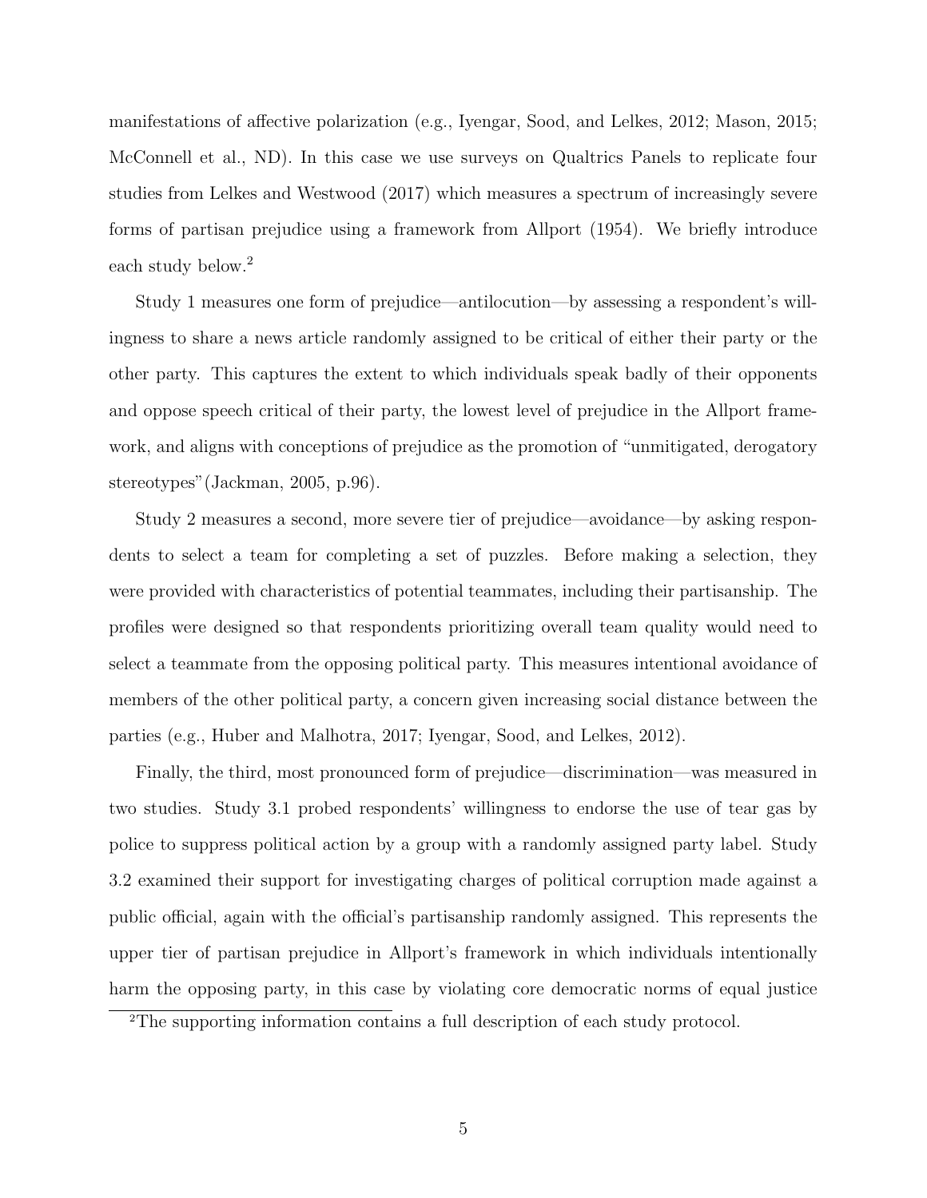manifestations of affective polarization (e.g., Iyengar, Sood, and Lelkes, 2012; Mason, 2015; McConnell et al., ND). In this case we use surveys on Qualtrics Panels to replicate four studies from Lelkes and Westwood (2017) which measures a spectrum of increasingly severe forms of partisan prejudice using a framework from Allport (1954). We briefly introduce each study below.[2]

Study 1 measures one form of prejudice—antilocution—by assessing a respondent's willingness to share a news article randomly assigned to be critical of either their party or the other party. This captures the extent to which individuals speak badly of their opponents and oppose speech critical of their party, the lowest level of prejudice in the Allport framework, and aligns with conceptions of prejudice as the promotion of "unmitigated, derogatory stereotypes"(Jackman, 2005, p.96).

Study 2 measures a second, more severe tier of prejudice—avoidance—by asking respondents to select a team for completing a set of puzzles. Before making a selection, they were provided with characteristics of potential teammates, including their partisanship. The profiles were designed so that respondents prioritizing overall team quality would need to select a teammate from the opposing political party. This measures intentional avoidance of members of the other political party, a concern given increasing social distance between the parties (e.g., Huber and Malhotra, 2017; Iyengar, Sood, and Lelkes, 2012).

Finally, the third, most pronounced form of prejudice—discrimination—was measured in two studies. Study 3.1 probed respondents' willingness to endorse the use of tear gas by police to suppress political action by a group with a randomly assigned party label. Study 3.2 examined their support for investigating charges of political corruption made against a public official, again with the official's partisanship randomly assigned. This represents the upper tier of partisan prejudice in Allport's framework in which individuals intentionally harm the opposing party, in this case by violating core democratic norms of equal justice

[2]The supporting information contains a full description of each study protocol.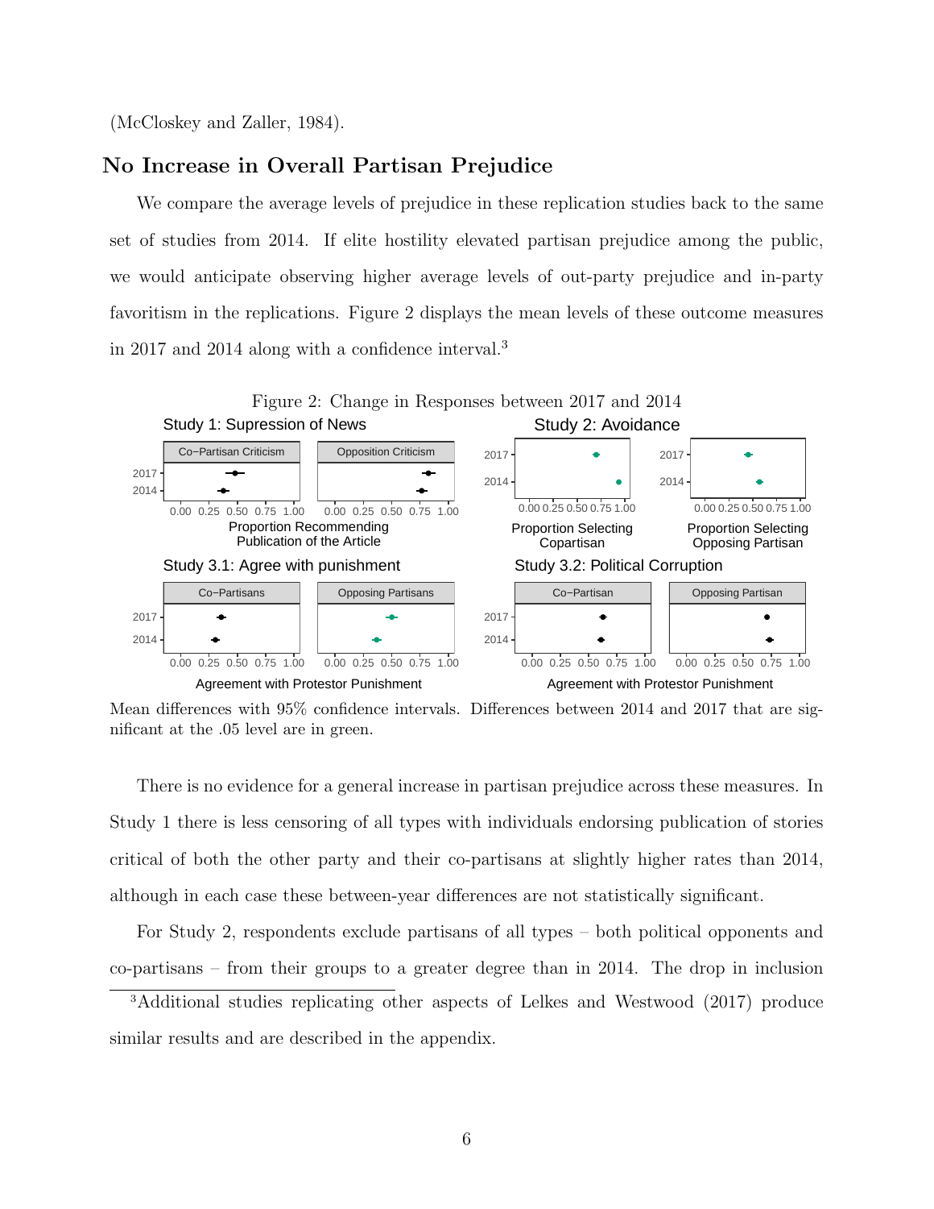(McCloskey and Zaller, 1984).

## No Increase in Overall Partisan Prejudice

We compare the average levels of prejudice in these replication studies back to the same set of studies from 2014. If elite hostility elevated partisan prejudice among the public, we would anticipate observing higher average levels of out-party prejudice and in-party favoritism in the replications. Figure 2 displays the mean levels of these outcome measures in 2017 and 2014 along with a confidence interval.[3]

Figure 2: Change in Responses between 2017 and 2014

Mean differences with 95% confidence intervals. Differences between 2014 and 2017 that are significant at the .05 level are in green.

There is no evidence for a general increase in partisan prejudice across these measures. In Study 1 there is less censoring of all types with individuals endorsing publication of stories critical of both the other party and their co-partisans at slightly higher rates than 2014, although in each case these between-year differences are not statistically significant.

For Study 2, respondents exclude partisans of all types – both political opponents and co-partisans – from their groups to a greater degree than in 2014. The drop in inclusion

[3]Additional studies replicating other aspects of Lelkes and Westwood (2017) produce similar results and are described in the appendix.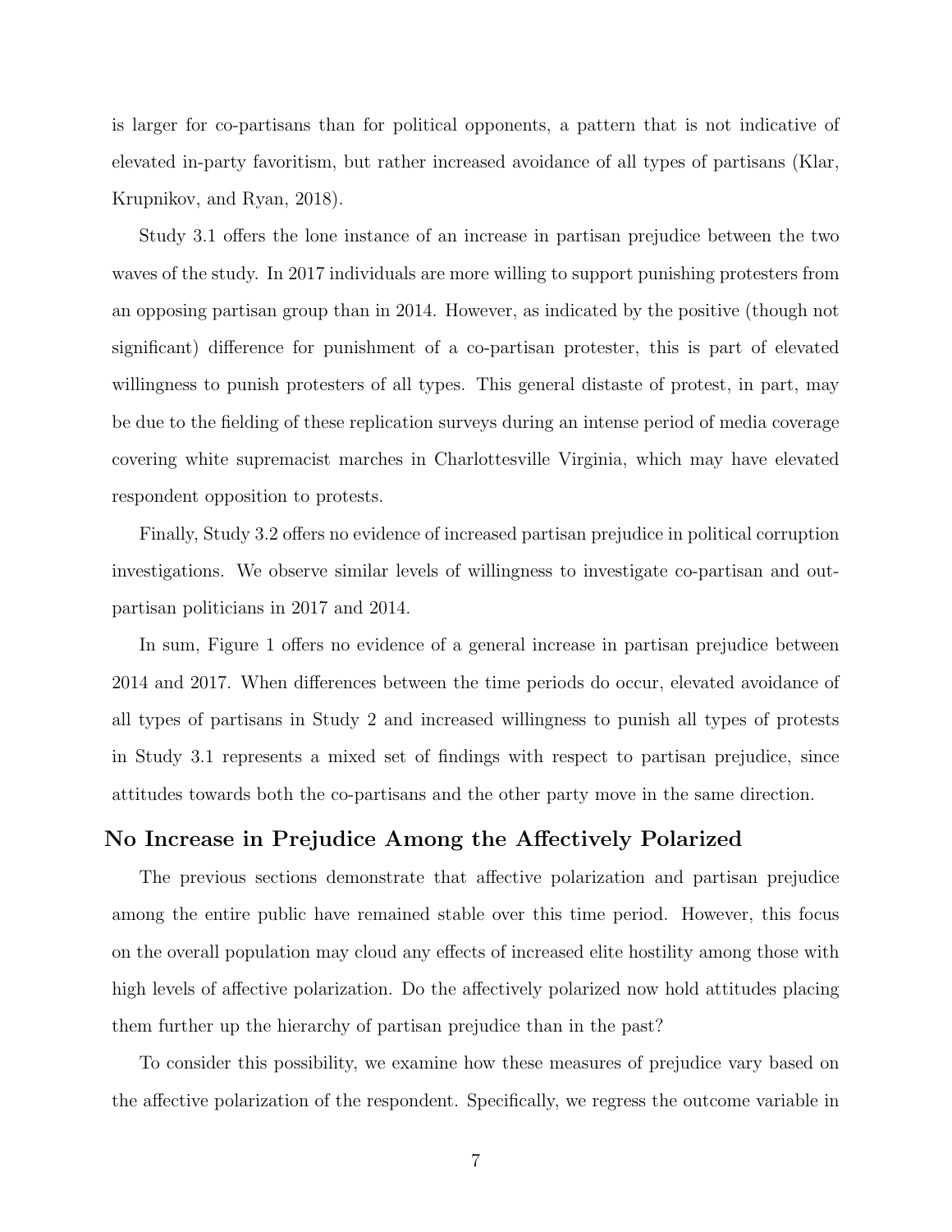is larger for co-partisans than for political opponents, a pattern that is not indicative of elevated in-party favoritism, but rather increased avoidance of all types of partisans (Klar, Krupnikov, and Ryan, 2018).

Study 3.1 offers the lone instance of an increase in partisan prejudice between the two waves of the study. In 2017 individuals are more willing to support punishing protesters from an opposing partisan group than in 2014. However, as indicated by the positive (though not significant) difference for punishment of a co-partisan protester, this is part of elevated willingness to punish protesters of all types. This general distaste of protest, in part, may be due to the fielding of these replication surveys during an intense period of media coverage covering white supremacist marches in Charlottesville Virginia, which may have elevated respondent opposition to protests.

Finally, Study 3.2 offers no evidence of increased partisan prejudice in political corruption investigations. We observe similar levels of willingness to investigate co-partisan and out-partisan politicians in 2017 and 2014.

In sum, Figure 1 offers no evidence of a general increase in partisan prejudice between 2014 and 2017. When differences between the time periods do occur, elevated avoidance of all types of partisans in Study 2 and increased willingness to punish all types of protests in Study 3.1 represents a mixed set of findings with respect to partisan prejudice, since attitudes towards both the co-partisans and the other party move in the same direction.

## No Increase in Prejudice Among the Affectively Polarized

The previous sections demonstrate that affective polarization and partisan prejudice among the entire public have remained stable over this time period. However, this focus on the overall population may cloud any effects of increased elite hostility among those with high levels of affective polarization. Do the affectively polarized now hold attitudes placing them further up the hierarchy of partisan prejudice than in the past?

To consider this possibility, we examine how these measures of prejudice vary based on the affective polarization of the respondent. Specifically, we regress the outcome variable in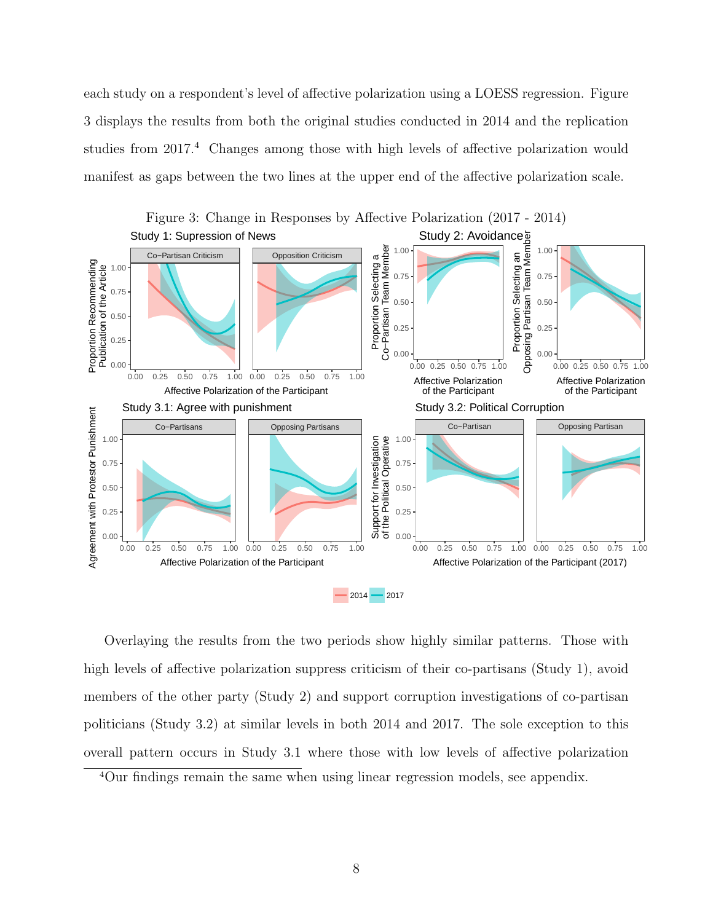each study on a respondent's level of affective polarization using a LOESS regression. Figure 3 displays the results from both the original studies conducted in 2014 and the replication studies from 2017.[4] Changes among those with high levels of affective polarization would manifest as gaps between the two lines at the upper end of the affective polarization scale.

Figure 3: Change in Responses by Affective Polarization (2017 - 2014)

Overlaying the results from the two periods show highly similar patterns. Those with high levels of affective polarization suppress criticism of their co-partisans (Study 1), avoid members of the other party (Study 2) and support corruption investigations of co-partisan politicians (Study 3.2) at similar levels in both 2014 and 2017. The sole exception to this overall pattern occurs in Study 3.1 where those with low levels of affective polarization

[4]Our findings remain the same when using linear regression models, see appendix.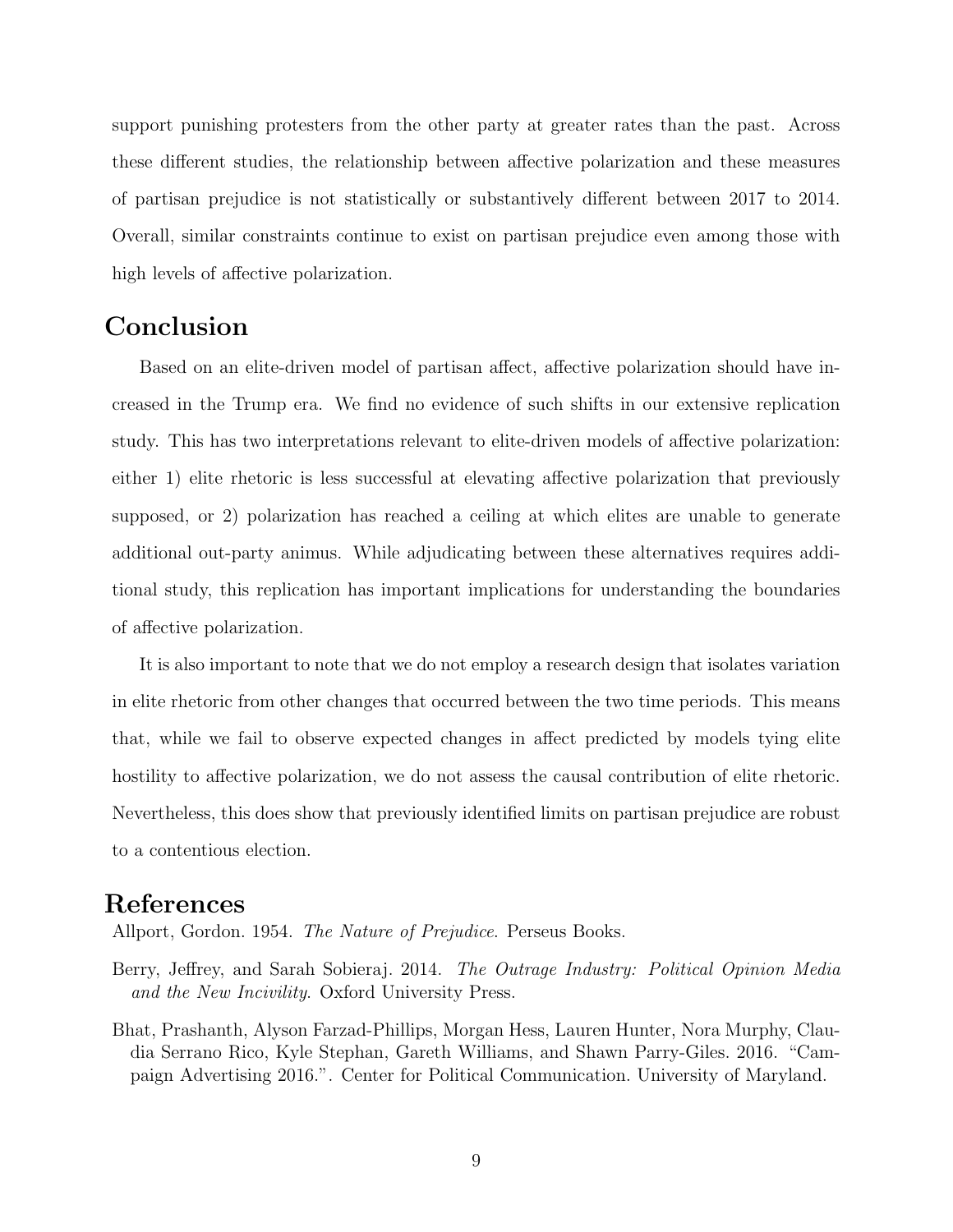support punishing protesters from the other party at greater rates than the past. Across these different studies, the relationship between affective polarization and these measures of partisan prejudice is not statistically or substantively different between 2017 to 2014. Overall, similar constraints continue to exist on partisan prejudice even among those with high levels of affective polarization.

# Conclusion

Based on an elite-driven model of partisan affect, affective polarization should have increased in the Trump era. We find no evidence of such shifts in our extensive replication study. This has two interpretations relevant to elite-driven models of affective polarization: either 1) elite rhetoric is less successful at elevating affective polarization that previously supposed, or 2) polarization has reached a ceiling at which elites are unable to generate additional out-party animus. While adjudicating between these alternatives requires additional study, this replication has important implications for understanding the boundaries of affective polarization.

It is also important to note that we do not employ a research design that isolates variation in elite rhetoric from other changes that occurred between the two time periods. This means that, while we fail to observe expected changes in affect predicted by models tying elite hostility to affective polarization, we do not assess the causal contribution of elite rhetoric. Nevertheless, this does show that previously identified limits on partisan prejudice are robust to a contentious election.

# References

Allport, Gordon. 1954. *The Nature of Prejudice*. Perseus Books.

Berry, Jeffrey, and Sarah Sobieraj. 2014. *The Outrage Industry: Political Opinion Media and the New Incivility*. Oxford University Press.

Bhat, Prashanth, Alyson Farzad-Phillips, Morgan Hess, Lauren Hunter, Nora Murphy, Claudia Serrano Rico, Kyle Stephan, Gareth Williams, and Shawn Parry-Giles. 2016. "Campaign Advertising 2016.". Center for Political Communication. University of Maryland.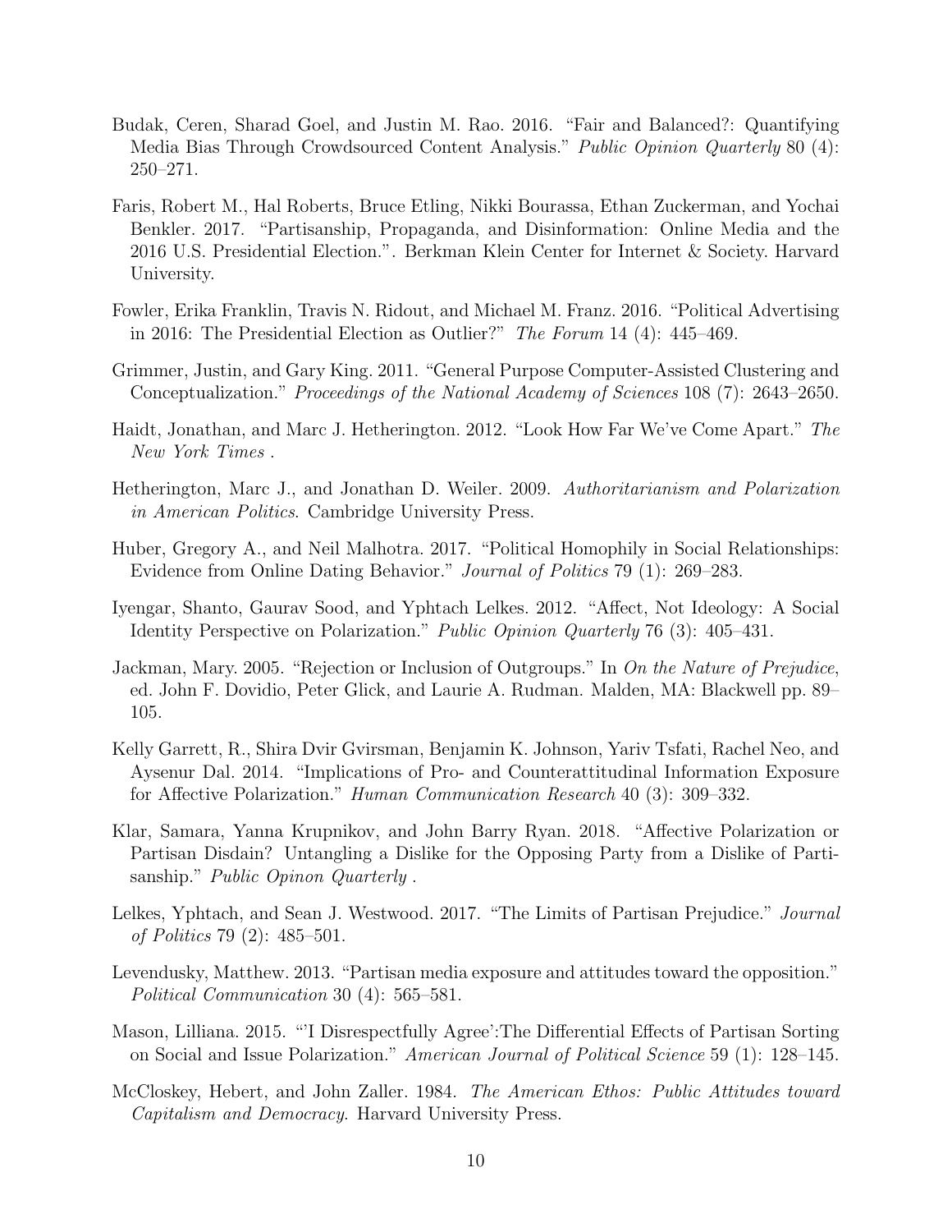Budak, Ceren, Sharad Goel, and Justin M. Rao. 2016. "Fair and Balanced?: Quantifying Media Bias Through Crowdsourced Content Analysis." *Public Opinion Quarterly* 80 (4): 250–271.

Faris, Robert M., Hal Roberts, Bruce Etling, Nikki Bourassa, Ethan Zuckerman, and Yochai Benkler. 2017. "Partisanship, Propaganda, and Disinformation: Online Media and the 2016 U.S. Presidential Election.". Berkman Klein Center for Internet & Society. Harvard University.

Fowler, Erika Franklin, Travis N. Ridout, and Michael M. Franz. 2016. "Political Advertising in 2016: The Presidential Election as Outlier?" *The Forum* 14 (4): 445–469.

Grimmer, Justin, and Gary King. 2011. "General Purpose Computer-Assisted Clustering and Conceptualization." *Proceedings of the National Academy of Sciences* 108 (7): 2643–2650.

Haidt, Jonathan, and Marc J. Hetherington. 2012. "Look How Far We've Come Apart." *The New York Times* .

Hetherington, Marc J., and Jonathan D. Weiler. 2009. *Authoritarianism and Polarization in American Politics*. Cambridge University Press.

Huber, Gregory A., and Neil Malhotra. 2017. "Political Homophily in Social Relationships: Evidence from Online Dating Behavior." *Journal of Politics* 79 (1): 269–283.

Iyengar, Shanto, Gaurav Sood, and Yphtach Lelkes. 2012. "Affect, Not Ideology: A Social Identity Perspective on Polarization." *Public Opinion Quarterly* 76 (3): 405–431.

Jackman, Mary. 2005. "Rejection or Inclusion of Outgroups." In *On the Nature of Prejudice*, ed. John F. Dovidio, Peter Glick, and Laurie A. Rudman. Malden, MA: Blackwell pp. 89–105.

Kelly Garrett, R., Shira Dvir Gvirsman, Benjamin K. Johnson, Yariv Tsfati, Rachel Neo, and Aysenur Dal. 2014. "Implications of Pro- and Counterattitudinal Information Exposure for Affective Polarization." *Human Communication Research* 40 (3): 309–332.

Klar, Samara, Yanna Krupnikov, and John Barry Ryan. 2018. "Affective Polarization or Partisan Disdain? Untangling a Dislike for the Opposing Party from a Dislike of Partisanship." *Public Opinon Quarterly* .

Lelkes, Yphtach, and Sean J. Westwood. 2017. "The Limits of Partisan Prejudice." *Journal of Politics* 79 (2): 485–501.

Levendusky, Matthew. 2013. "Partisan media exposure and attitudes toward the opposition." *Political Communication* 30 (4): 565–581.

Mason, Lilliana. 2015. "'I Disrespectfully Agree':The Differential Effects of Partisan Sorting on Social and Issue Polarization." *American Journal of Political Science* 59 (1): 128–145.

McCloskey, Hebert, and John Zaller. 1984. *The American Ethos: Public Attitudes toward Capitalism and Democracy*. Harvard University Press.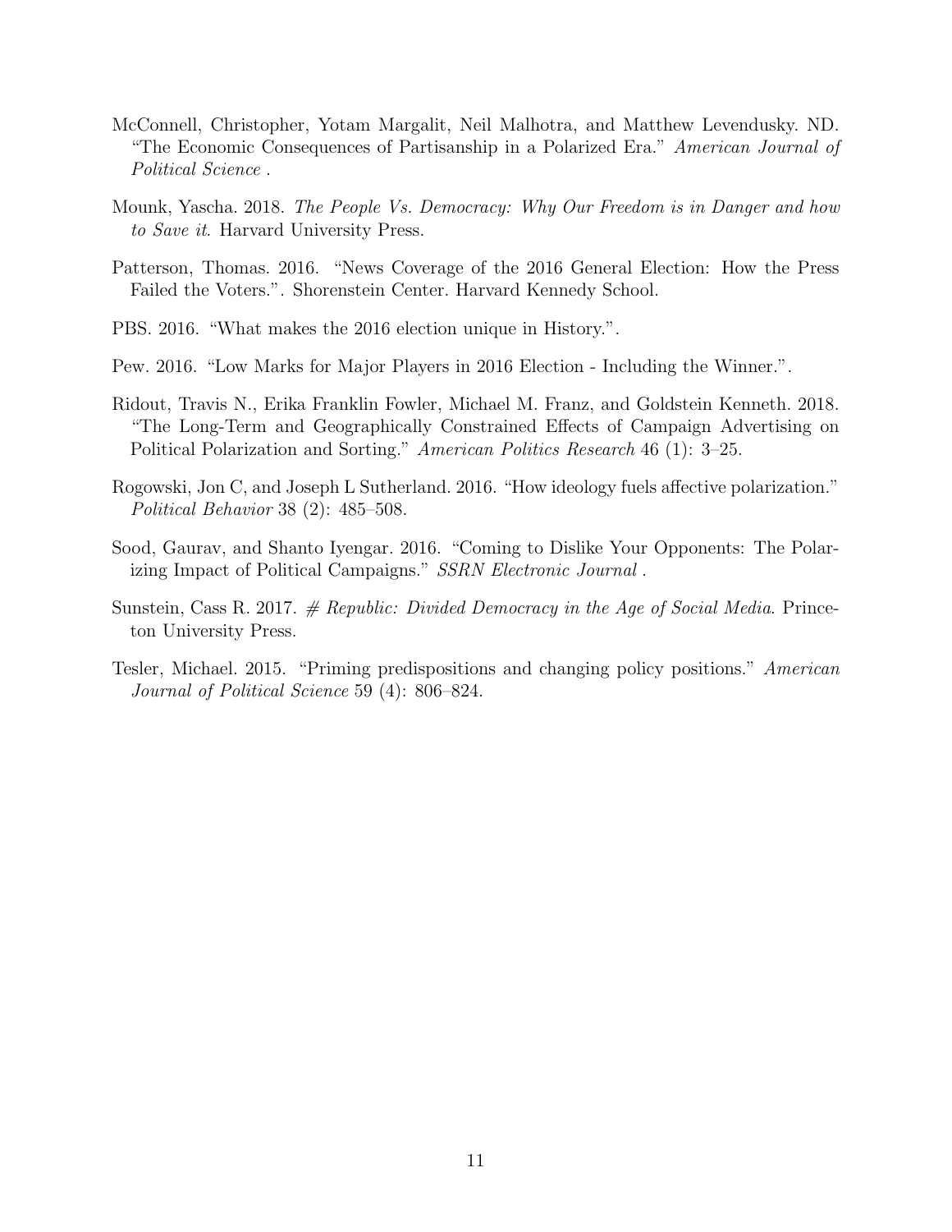McConnell, Christopher, Yotam Margalit, Neil Malhotra, and Matthew Levendusky. ND. "The Economic Consequences of Partisanship in a Polarized Era." *American Journal of Political Science* .

Mounk, Yascha. 2018. *The People Vs. Democracy: Why Our Freedom is in Danger and how to Save it*. Harvard University Press.

Patterson, Thomas. 2016. "News Coverage of the 2016 General Election: How the Press Failed the Voters.". Shorenstein Center. Harvard Kennedy School.

PBS. 2016. "What makes the 2016 election unique in History.".

Pew. 2016. "Low Marks for Major Players in 2016 Election - Including the Winner.".

Ridout, Travis N., Erika Franklin Fowler, Michael M. Franz, and Goldstein Kenneth. 2018. "The Long-Term and Geographically Constrained Effects of Campaign Advertising on Political Polarization and Sorting." *American Politics Research* 46 (1): 3–25.

Rogowski, Jon C, and Joseph L Sutherland. 2016. "How ideology fuels affective polarization." *Political Behavior* 38 (2): 485–508.

Sood, Gaurav, and Shanto Iyengar. 2016. "Coming to Dislike Your Opponents: The Polarizing Impact of Political Campaigns." *SSRN Electronic Journal* .

Sunstein, Cass R. 2017. *# Republic: Divided Democracy in the Age of Social Media*. Princeton University Press.

Tesler, Michael. 2015. "Priming predispositions and changing policy positions." *American Journal of Political Science* 59 (4): 806–824.